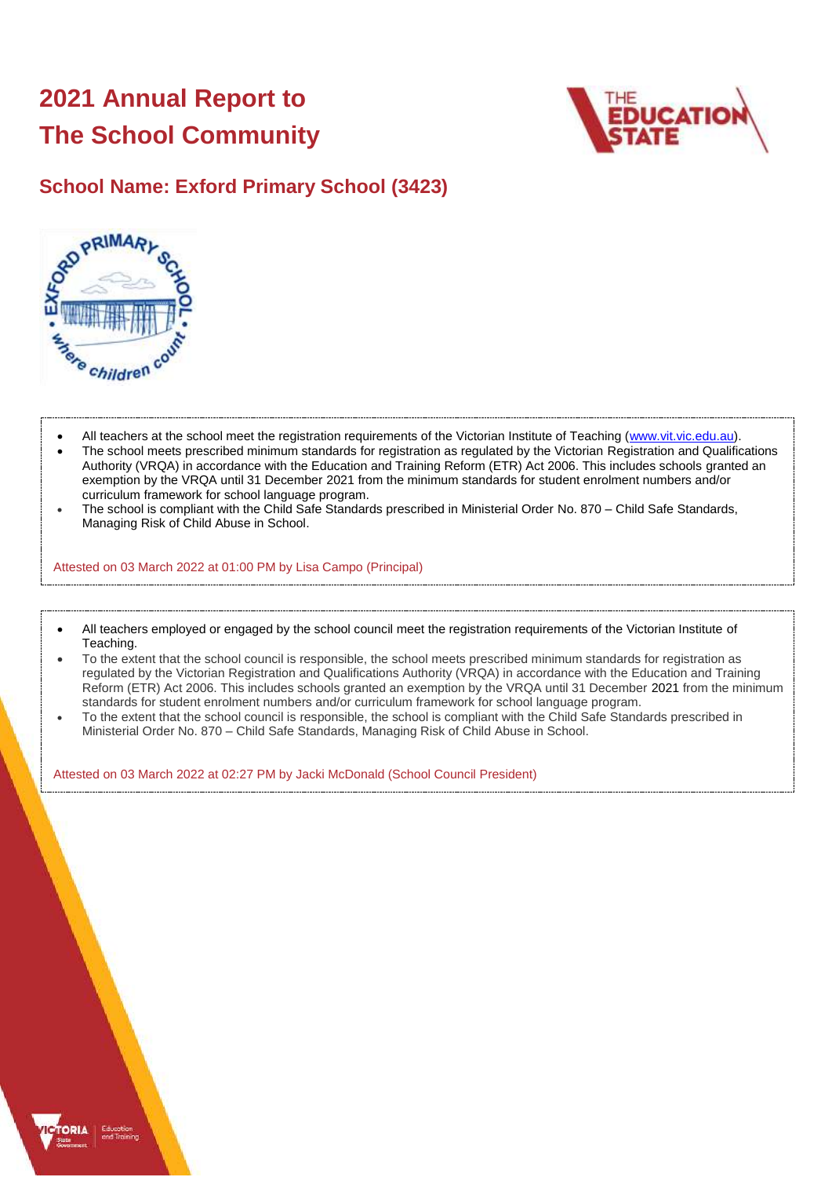# 2021 Annual Report to The School Community

## School Name: Exford Primary School (3423)

- All teachers at the school meet the registration requirements of the Victorian Institute of Teaching (www.vit.vic.edu.au).
- The school meets prescribed minimum standards for registration as regulated by the Victorian Registration and Qualifications Authority (VRQA) in accordance with the Education and Training Reform (ETR) Act 2006. This includes schools granted an exemption by the VRQA until 31 December 2021 from the minimum standards for student enrolment numbers and/or curriculum framework for school language program.
- The school is compliant with the Child Safe Standards prescribed in Ministerial Order No. 870 – Child Safe Standards, Managing Risk of Child Abuse in School.

Attested on 03 March 2022 at 01:00 PM by Lisa Campo (Principal)

- All teachers employed or engaged by the school council meet the registration requirements of the Victorian Institute of Teaching.
- To the extent that the school council is responsible, the school meets prescribed minimum standards for registration as regulated by the Victorian Registration and Qualifications Authority (VRQA) in accordance with the Education and Training Reform (ETR) Act 2006. This includes schools granted an exemption by the VRQA until 31 December 2021 from the minimum standards for student enrolment numbers and/or curriculum framework for school language program.
- To the extent that the school council is responsible, the school is compliant with the Child Safe Standards prescribed in Ministerial Order No. 870 – Child Safe Standards, Managing Risk of Child Abuse in School.

Attested on 03 March 2022 at 02:27 PM by Jacki McDonald (School Council President)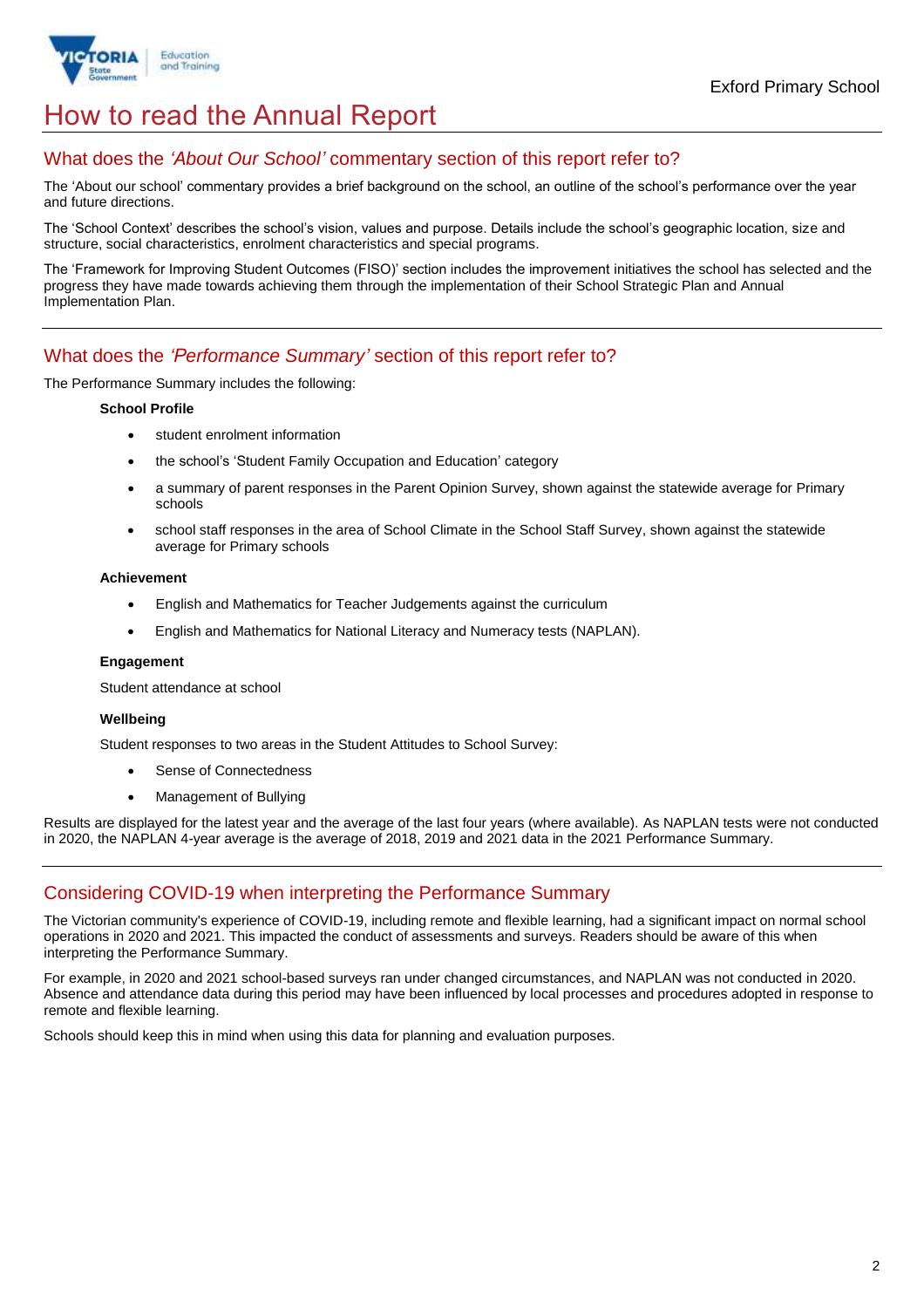# How to read the Annual Report

## What does the *'About Our School'* commentary section of this report refer to?

The 'About our school' commentary provides a brief background on the school, an outline of the school's performance over the year and future directions.

The 'School Context' describes the school's vision, values and purpose. Details include the school's geographic location, size and structure, social characteristics, enrolment characteristics and special programs.

The 'Framework for Improving Student Outcomes (FISO)' section includes the improvement initiatives the school has selected and the progress they have made towards achieving them through the implementation of their School Strategic Plan and Annual Implementation Plan.

## What does the *'Performance Summary'* section of this report refer to?

The Performance Summary includes the following:

**School Profile**

- student enrolment information
- the school's 'Student Family Occupation and Education' category
- a summary of parent responses in the Parent Opinion Survey, shown against the statewide average for Primary schools
- school staff responses in the area of School Climate in the School Staff Survey, shown against the statewide average for Primary schools

**Achievement**

- English and Mathematics for Teacher Judgements against the curriculum
- English and Mathematics for National Literacy and Numeracy tests (NAPLAN).

**Engagement**

Student attendance at school

**Wellbeing**

Student responses to two areas in the Student Attitudes to School Survey:

- Sense of Connectedness
- Management of Bullying

Results are displayed for the latest year and the average of the last four years (where available). As NAPLAN tests were not conducted in 2020, the NAPLAN 4-year average is the average of 2018, 2019 and 2021 data in the 2021 Performance Summary.

## Considering COVID-19 when interpreting the Performance Summary

The Victorian community's experience of COVID-19, including remote and flexible learning, had a significant impact on normal school operations in 2020 and 2021. This impacted the conduct of assessments and surveys. Readers should be aware of this when interpreting the Performance Summary.

For example, in 2020 and 2021 school-based surveys ran under changed circumstances, and NAPLAN was not conducted in 2020. Absence and attendance data during this period may have been influenced by local processes and procedures adopted in response to remote and flexible learning.

Schools should keep this in mind when using this data for planning and evaluation purposes.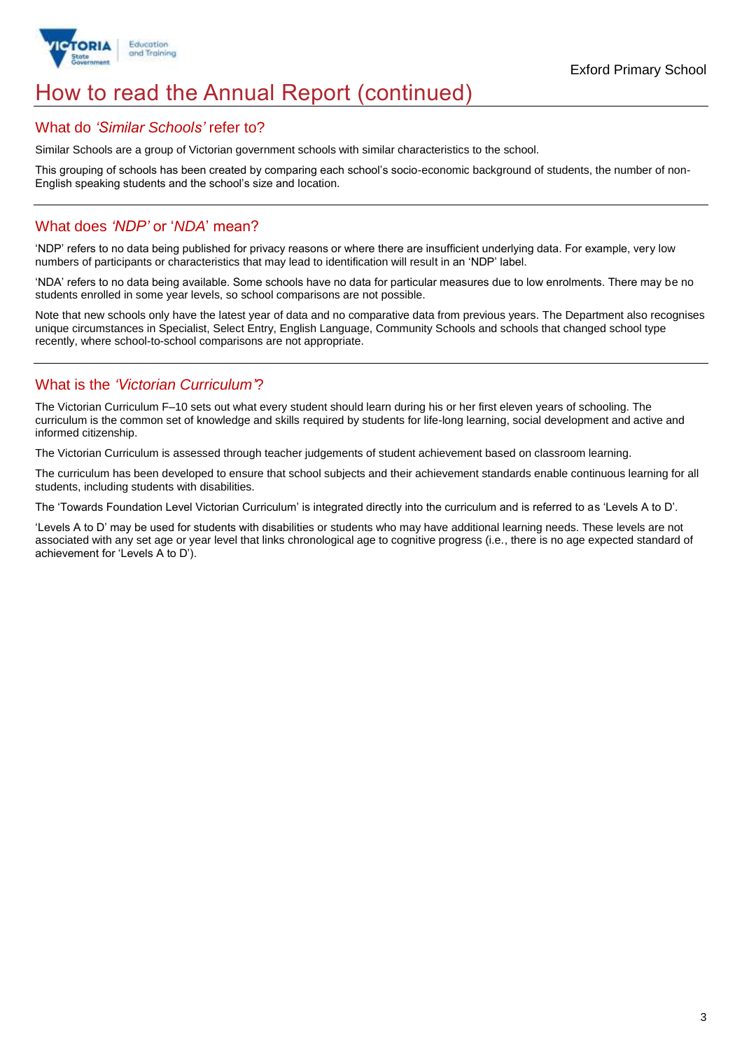# How to read the Annual Report (continued)

## What do *'Similar Schools'* refer to?

Similar Schools are a group of Victorian government schools with similar characteristics to the school.

This grouping of schools has been created by comparing each school's socio-economic background of students, the number of non-English speaking students and the school's size and location.

## What does *'NDP'* or '*NDA*' mean?

'NDP' refers to no data being published for privacy reasons or where there are insufficient underlying data. For example, very low numbers of participants or characteristics that may lead to identification will result in an 'NDP' label.

'NDA' refers to no data being available. Some schools have no data for particular measures due to low enrolments. There may be no students enrolled in some year levels, so school comparisons are not possible.

Note that new schools only have the latest year of data and no comparative data from previous years. The Department also recognises unique circumstances in Specialist, Select Entry, English Language, Community Schools and schools that changed school type recently, where school-to-school comparisons are not appropriate.

## What is the *'Victorian Curriculum'*?

The Victorian Curriculum F–10 sets out what every student should learn during his or her first eleven years of schooling. The curriculum is the common set of knowledge and skills required by students for life-long learning, social development and active and informed citizenship.

The Victorian Curriculum is assessed through teacher judgements of student achievement based on classroom learning.

The curriculum has been developed to ensure that school subjects and their achievement standards enable continuous learning for all students, including students with disabilities.

The 'Towards Foundation Level Victorian Curriculum' is integrated directly into the curriculum and is referred to as 'Levels A to D'.

'Levels A to D' may be used for students with disabilities or students who may have additional learning needs. These levels are not associated with any set age or year level that links chronological age to cognitive progress (i.e., there is no age expected standard of achievement for 'Levels A to D').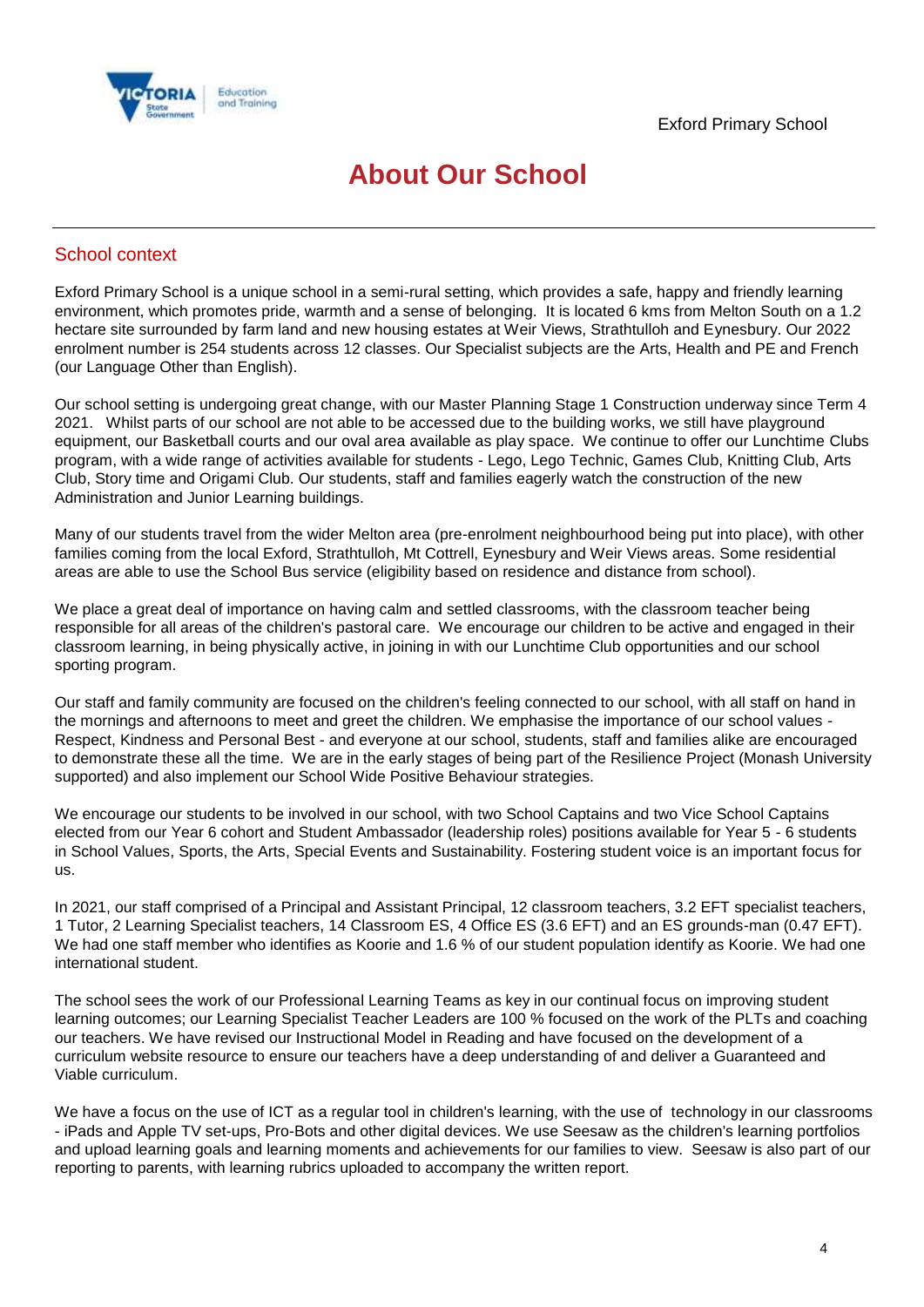# About Our School

## School context

Exford Primary School is a unique school in a semi-rural setting, which provides a safe, happy and friendly learning environment, which promotes pride, warmth and a sense of belonging. It is located 6 kms from Melton South on a 1.2 hectare site surrounded by farm land and new housing estates at Weir Views, Strathtulloh and Eynesbury. Our 2022 enrolment number is 254 students across 12 classes. Our Specialist subjects are the Arts, Health and PE and French (our Language Other than English).

Our school setting is undergoing great change, with our Master Planning Stage 1 Construction underway since Term 4 2021. Whilst parts of our school are not able to be accessed due to the building works, we still have playground equipment, our Basketball courts and our oval area available as play space. We continue to offer our Lunchtime Clubs program, with a wide range of activities available for students - Lego, Lego Technic, Games Club, Knitting Club, Arts Club, Story time and Origami Club. Our students, staff and families eagerly watch the construction of the new Administration and Junior Learning buildings.

Many of our students travel from the wider Melton area (pre-enrolment neighbourhood being put into place), with other families coming from the local Exford, Strathtulloh, Mt Cottrell, Eynesbury and Weir Views areas. Some residential areas are able to use the School Bus service (eligibility based on residence and distance from school).

We place a great deal of importance on having calm and settled classrooms, with the classroom teacher being responsible for all areas of the children's pastoral care. We encourage our children to be active and engaged in their classroom learning, in being physically active, in joining in with our Lunchtime Club opportunities and our school sporting program.

Our staff and family community are focused on the children's feeling connected to our school, with all staff on hand in the mornings and afternoons to meet and greet the children. We emphasise the importance of our school values - Respect, Kindness and Personal Best - and everyone at our school, students, staff and families alike are encouraged to demonstrate these all the time. We are in the early stages of being part of the Resilience Project (Monash University supported) and also implement our School Wide Positive Behaviour strategies.

We encourage our students to be involved in our school, with two School Captains and two Vice School Captains elected from our Year 6 cohort and Student Ambassador (leadership roles) positions available for Year 5 - 6 students in School Values, Sports, the Arts, Special Events and Sustainability. Fostering student voice is an important focus for us.

In 2021, our staff comprised of a Principal and Assistant Principal, 12 classroom teachers, 3.2 EFT specialist teachers, 1 Tutor, 2 Learning Specialist teachers, 14 Classroom ES, 4 Office ES (3.6 EFT) and an ES grounds-man (0.47 EFT). We had one staff member who identifies as Koorie and 1.6 % of our student population identify as Koorie. We had one international student.

The school sees the work of our Professional Learning Teams as key in our continual focus on improving student learning outcomes; our Learning Specialist Teacher Leaders are 100 % focused on the work of the PLTs and coaching our teachers. We have revised our Instructional Model in Reading and have focused on the development of a curriculum website resource to ensure our teachers have a deep understanding of and deliver a Guaranteed and Viable curriculum.

We have a focus on the use of ICT as a regular tool in children's learning, with the use of technology in our classrooms - iPads and Apple TV set-ups, Pro-Bots and other digital devices. We use Seesaw as the children's learning portfolios and upload learning goals and learning moments and achievements for our families to view. Seesaw is also part of our reporting to parents, with learning rubrics uploaded to accompany the written report.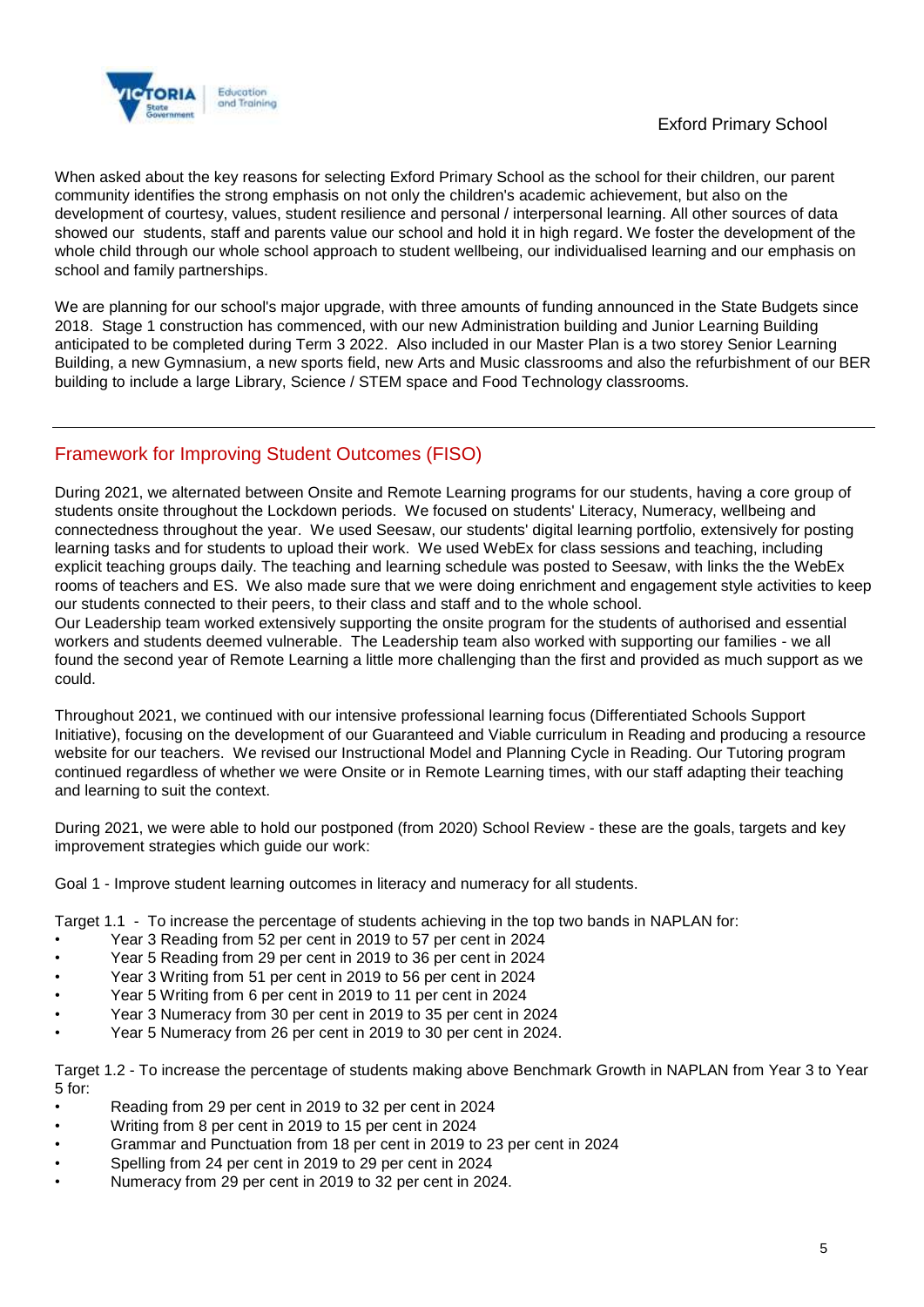When asked about the key reasons for selecting Exford Primary School as the school for their children, our parent community identifies the strong emphasis on not only the children's academic achievement, but also on the development of courtesy, values, student resilience and personal / interpersonal learning. All other sources of data showed our students, staff and parents value our school and hold it in high regard. We foster the development of the whole child through our whole school approach to student wellbeing, our individualised learning and our emphasis on school and family partnerships.

We are planning for our school's major upgrade, with three amounts of funding announced in the State Budgets since 2018. Stage 1 construction has commenced, with our new Administration building and Junior Learning Building anticipated to be completed during Term 3 2022. Also included in our Master Plan is a two storey Senior Learning Building, a new Gymnasium, a new sports field, new Arts and Music classrooms and also the refurbishment of our BER building to include a large Library, Science / STEM space and Food Technology classrooms.

## Framework for Improving Student Outcomes (FISO)

During 2021, we alternated between Onsite and Remote Learning programs for our students, having a core group of students onsite throughout the Lockdown periods. We focused on students' Literacy, Numeracy, wellbeing and connectedness throughout the year. We used Seesaw, our students' digital learning portfolio, extensively for posting learning tasks and for students to upload their work. We used WebEx for class sessions and teaching, including explicit teaching groups daily. The teaching and learning schedule was posted to Seesaw, with links the the WebEx rooms of teachers and ES. We also made sure that we were doing enrichment and engagement style activities to keep our students connected to their peers, to their class and staff and to the whole school.
Our Leadership team worked extensively supporting the onsite program for the students of authorised and essential workers and students deemed vulnerable. The Leadership team also worked with supporting our families - we all found the second year of Remote Learning a little more challenging than the first and provided as much support as we could.

Throughout 2021, we continued with our intensive professional learning focus (Differentiated Schools Support Initiative), focusing on the development of our Guaranteed and Viable curriculum in Reading and producing a resource website for our teachers. We revised our Instructional Model and Planning Cycle in Reading. Our Tutoring program continued regardless of whether we were Onsite or in Remote Learning times, with our staff adapting their teaching and learning to suit the context.

During 2021, we were able to hold our postponed (from 2020) School Review - these are the goals, targets and key improvement strategies which guide our work:

Goal 1 - Improve student learning outcomes in literacy and numeracy for all students.

Target 1.1 - To increase the percentage of students achieving in the top two bands in NAPLAN for:

- Year 3 Reading from 52 per cent in 2019 to 57 per cent in 2024
- Year 5 Reading from 29 per cent in 2019 to 36 per cent in 2024
- Year 3 Writing from 51 per cent in 2019 to 56 per cent in 2024
- Year 5 Writing from 6 per cent in 2019 to 11 per cent in 2024
- Year 3 Numeracy from 30 per cent in 2019 to 35 per cent in 2024
- Year 5 Numeracy from 26 per cent in 2019 to 30 per cent in 2024.

Target 1.2 - To increase the percentage of students making above Benchmark Growth in NAPLAN from Year 3 to Year 5 for:

- Reading from 29 per cent in 2019 to 32 per cent in 2024
- Writing from 8 per cent in 2019 to 15 per cent in 2024
- Grammar and Punctuation from 18 per cent in 2019 to 23 per cent in 2024
- Spelling from 24 per cent in 2019 to 29 per cent in 2024
- Numeracy from 29 per cent in 2019 to 32 per cent in 2024.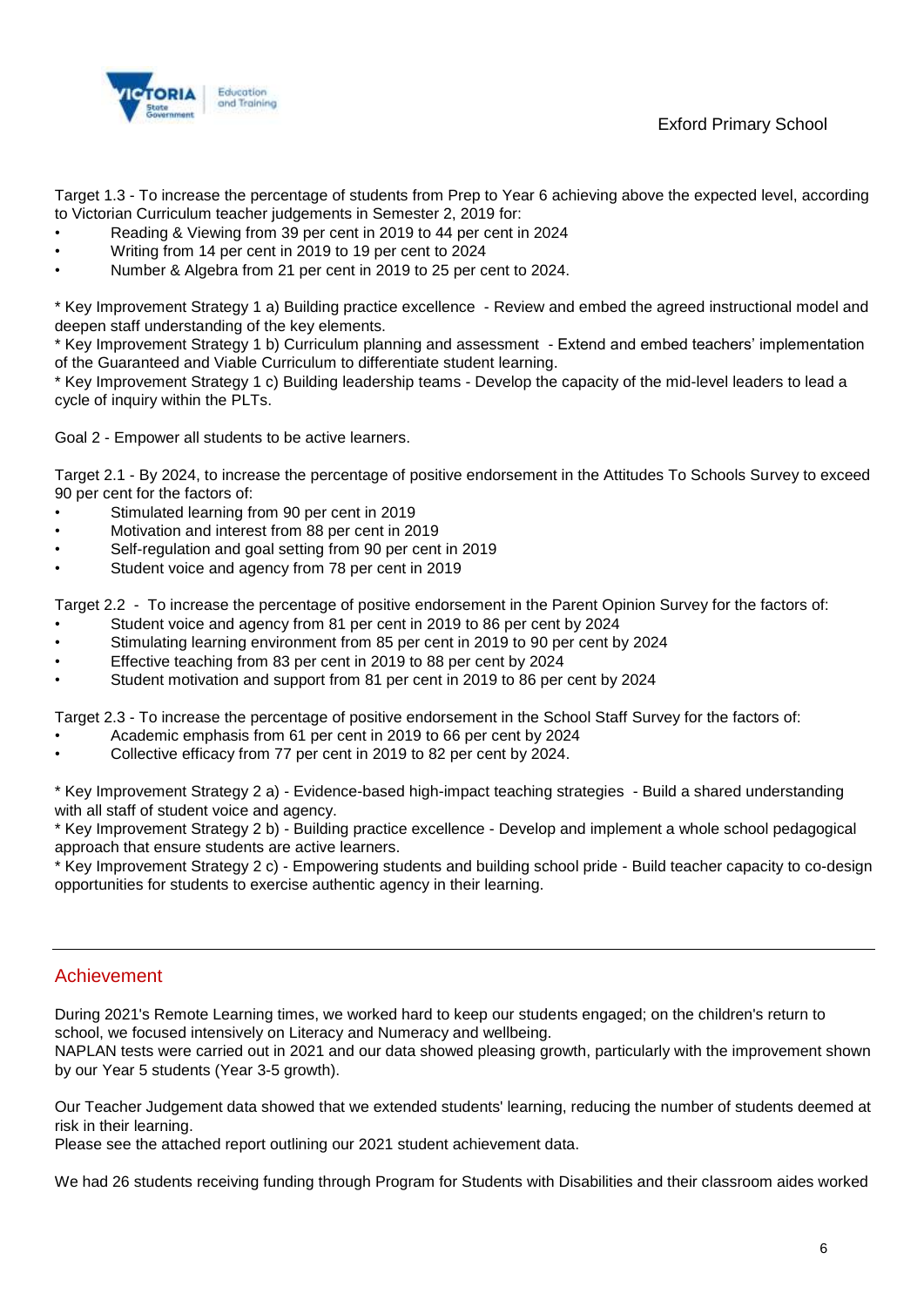Target 1.3 - To increase the percentage of students from Prep to Year 6 achieving above the expected level, according to Victorian Curriculum teacher judgements in Semester 2, 2019 for:

- Reading & Viewing from 39 per cent in 2019 to 44 per cent in 2024
- Writing from 14 per cent in 2019 to 19 per cent to 2024
- Number & Algebra from 21 per cent in 2019 to 25 per cent to 2024.

* Key Improvement Strategy 1 a) Building practice excellence - Review and embed the agreed instructional model and deepen staff understanding of the key elements.
* Key Improvement Strategy 1 b) Curriculum planning and assessment - Extend and embed teachers' implementation of the Guaranteed and Viable Curriculum to differentiate student learning.
* Key Improvement Strategy 1 c) Building leadership teams - Develop the capacity of the mid-level leaders to lead a cycle of inquiry within the PLTs.

Goal 2 - Empower all students to be active learners.

Target 2.1 - By 2024, to increase the percentage of positive endorsement in the Attitudes To Schools Survey to exceed 90 per cent for the factors of:

- Stimulated learning from 90 per cent in 2019
- Motivation and interest from 88 per cent in 2019
- Self-regulation and goal setting from 90 per cent in 2019
- Student voice and agency from 78 per cent in 2019

Target 2.2 - To increase the percentage of positive endorsement in the Parent Opinion Survey for the factors of:

- Student voice and agency from 81 per cent in 2019 to 86 per cent by 2024
- Stimulating learning environment from 85 per cent in 2019 to 90 per cent by 2024
- Effective teaching from 83 per cent in 2019 to 88 per cent by 2024
- Student motivation and support from 81 per cent in 2019 to 86 per cent by 2024

Target 2.3 - To increase the percentage of positive endorsement in the School Staff Survey for the factors of:

- Academic emphasis from 61 per cent in 2019 to 66 per cent by 2024
- Collective efficacy from 77 per cent in 2019 to 82 per cent by 2024.

* Key Improvement Strategy 2 a) - Evidence-based high-impact teaching strategies - Build a shared understanding with all staff of student voice and agency.
* Key Improvement Strategy 2 b) - Building practice excellence - Develop and implement a whole school pedagogical approach that ensure students are active learners.
* Key Improvement Strategy 2 c) - Empowering students and building school pride - Build teacher capacity to co-design opportunities for students to exercise authentic agency in their learning.

---

## Achievement

During 2021's Remote Learning times, we worked hard to keep our students engaged; on the children's return to school, we focused intensively on Literacy and Numeracy and wellbeing.
NAPLAN tests were carried out in 2021 and our data showed pleasing growth, particularly with the improvement shown by our Year 5 students (Year 3-5 growth).

Our Teacher Judgement data showed that we extended students' learning, reducing the number of students deemed at risk in their learning.
Please see the attached report outlining our 2021 student achievement data.

We had 26 students receiving funding through Program for Students with Disabilities and their classroom aides worked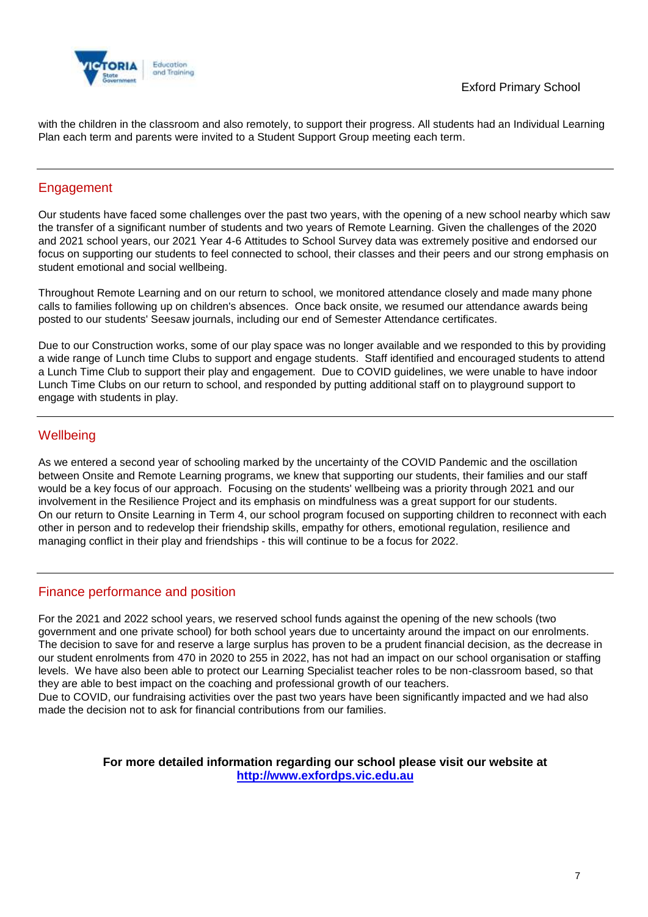with the children in the classroom and also remotely, to support their progress. All students had an Individual Learning Plan each term and parents were invited to a Student Support Group meeting each term.

## Engagement

Our students have faced some challenges over the past two years, with the opening of a new school nearby which saw the transfer of a significant number of students and two years of Remote Learning. Given the challenges of the 2020 and 2021 school years, our 2021 Year 4-6 Attitudes to School Survey data was extremely positive and endorsed our focus on supporting our students to feel connected to school, their classes and their peers and our strong emphasis on student emotional and social wellbeing.

Throughout Remote Learning and on our return to school, we monitored attendance closely and made many phone calls to families following up on children's absences. Once back onsite, we resumed our attendance awards being posted to our students' Seesaw journals, including our end of Semester Attendance certificates.

Due to our Construction works, some of our play space was no longer available and we responded to this by providing a wide range of Lunch time Clubs to support and engage students. Staff identified and encouraged students to attend a Lunch Time Club to support their play and engagement. Due to COVID guidelines, we were unable to have indoor Lunch Time Clubs on our return to school, and responded by putting additional staff on to playground support to engage with students in play.

## Wellbeing

As we entered a second year of schooling marked by the uncertainty of the COVID Pandemic and the oscillation between Onsite and Remote Learning programs, we knew that supporting our students, their families and our staff would be a key focus of our approach. Focusing on the students' wellbeing was a priority through 2021 and our involvement in the Resilience Project and its emphasis on mindfulness was a great support for our students.
On our return to Onsite Learning in Term 4, our school program focused on supporting children to reconnect with each other in person and to redevelop their friendship skills, empathy for others, emotional regulation, resilience and managing conflict in their play and friendships - this will continue to be a focus for 2022.

## Finance performance and position

For the 2021 and 2022 school years, we reserved school funds against the opening of the new schools (two government and one private school) for both school years due to uncertainty around the impact on our enrolments. The decision to save for and reserve a large surplus has proven to be a prudent financial decision, as the decrease in our student enrolments from 470 in 2020 to 255 in 2022, has not had an impact on our school organisation or staffing levels. We have also been able to protect our Learning Specialist teacher roles to be non-classroom based, so that they are able to best impact on the coaching and professional growth of our teachers.
Due to COVID, our fundraising activities over the past two years have been significantly impacted and we had also made the decision not to ask for financial contributions from our families.

**For more detailed information regarding our school please visit our website at [http://www.exfordps.vic.edu.au](http://www.exfordps.vic.edu.au)**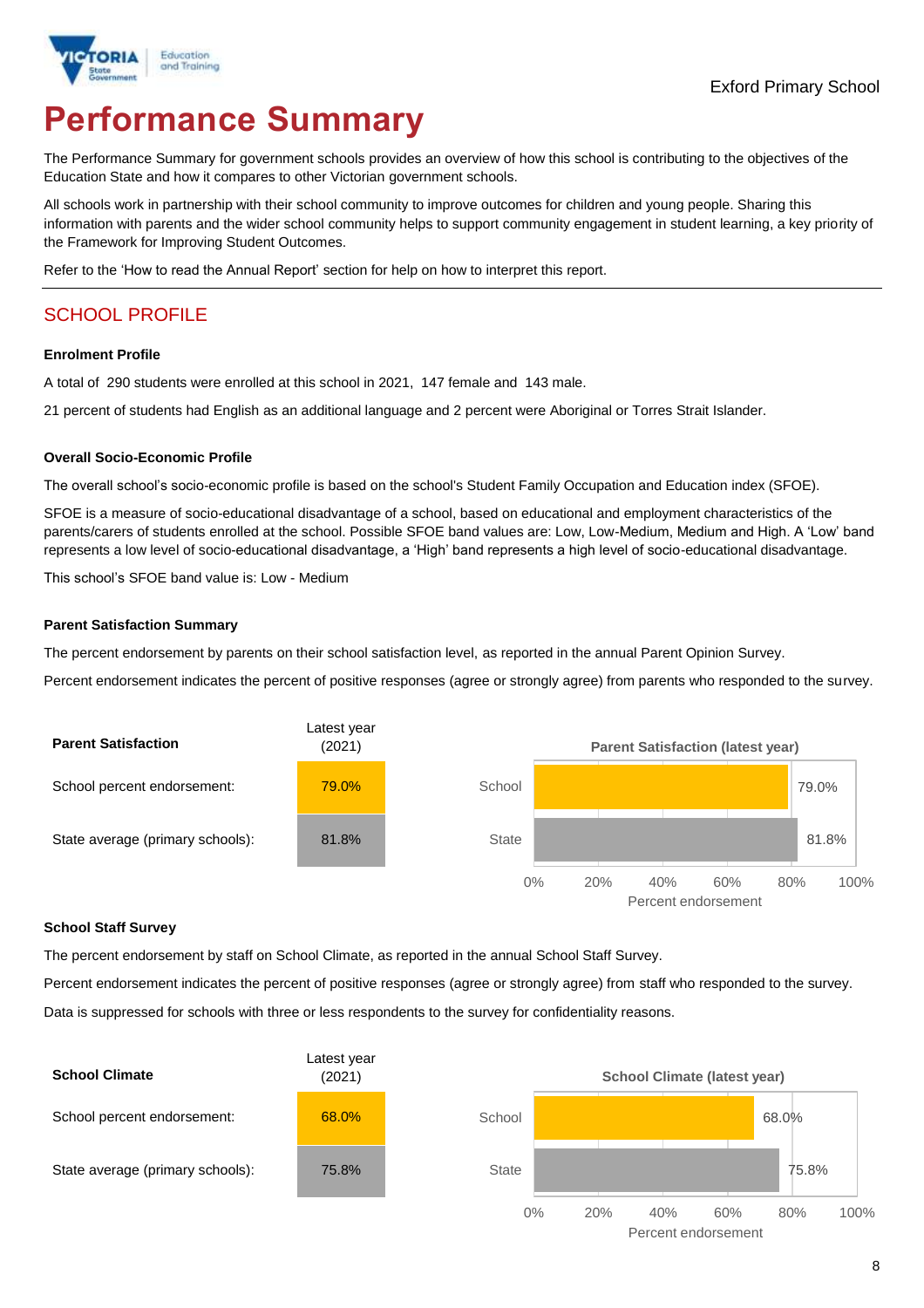Exford Primary School

# Performance Summary

The Performance Summary for government schools provides an overview of how this school is contributing to the objectives of the Education State and how it compares to other Victorian government schools.

All schools work in partnership with their school community to improve outcomes for children and young people. Sharing this information with parents and the wider school community helps to support community engagement in student learning, a key priority of the Framework for Improving Student Outcomes.

Refer to the 'How to read the Annual Report' section for help on how to interpret this report.

## SCHOOL PROFILE

### Enrolment Profile

A total of 290 students were enrolled at this school in 2021, 147 female and 143 male.

21 percent of students had English as an additional language and 2 percent were Aboriginal or Torres Strait Islander.

### Overall Socio-Economic Profile

The overall school's socio-economic profile is based on the school's Student Family Occupation and Education index (SFOE).

SFOE is a measure of socio-educational disadvantage of a school, based on educational and employment characteristics of the parents/carers of students enrolled at the school. Possible SFOE band values are: Low, Low-Medium, Medium and High. A 'Low' band represents a low level of socio-educational disadvantage, a 'High' band represents a high level of socio-educational disadvantage.

This school's SFOE band value is: Low - Medium

### Parent Satisfaction Summary

The percent endorsement by parents on their school satisfaction level, as reported in the annual Parent Opinion Survey.

Percent endorsement indicates the percent of positive responses (agree or strongly agree) from parents who responded to the survey.

| Parent Satisfaction | Latest year (2021) |
|---|---|
| School percent endorsement: | 79.0% |
| State average (primary schools): | 81.8% |

**Parent Satisfaction (latest year)**

| | Percent endorsement |
|---|---|
| School | 79.0% |
| State | 81.8% |

### School Staff Survey

The percent endorsement by staff on School Climate, as reported in the annual School Staff Survey.

Percent endorsement indicates the percent of positive responses (agree or strongly agree) from staff who responded to the survey.

Data is suppressed for schools with three or less respondents to the survey for confidentiality reasons.

| School Climate | Latest year (2021) |
|---|---|
| School percent endorsement: | 68.0% |
| State average (primary schools): | 75.8% |

**School Climate (latest year)**

| | Percent endorsement |
|---|---|
| School | 68.0% |
| State | 75.8% |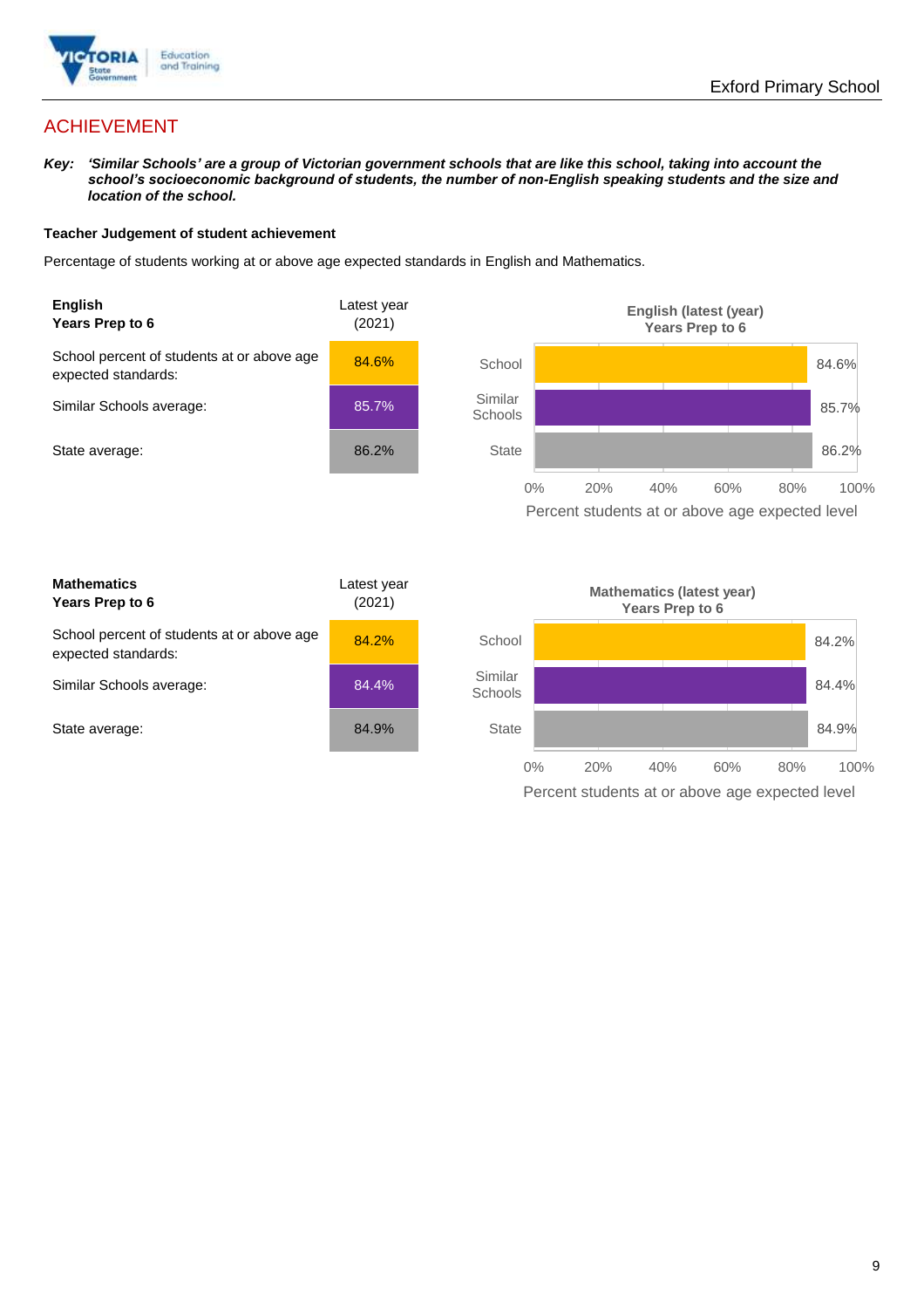## ACHIEVEMENT

***Key:*** ***'Similar Schools' are a group of Victorian government schools that are like this school, taking into account the school's socioeconomic background of students, the number of non-English speaking students and the size and location of the school.***

**Teacher Judgement of student achievement**

Percentage of students working at or above age expected standards in English and Mathematics.

| **English**<br>**Years Prep to 6** | Latest year (2021) |
|---|---|
| School percent of students at or above age expected standards: | 84.6% |
| Similar Schools average: | 85.7% |
| State average: | 86.2% |

**English (latest (year)**
**Years Prep to 6**

| | Percent students at or above age expected level |
|---|---|
| School | 84.6% |
| Similar Schools | 85.7% |
| State | 86.2% |

| **Mathematics**<br>**Years Prep to 6** | Latest year (2021) |
|---|---|
| School percent of students at or above age expected standards: | 84.2% |
| Similar Schools average: | 84.4% |
| State average: | 84.9% |

**Mathematics (latest year)**
**Years Prep to 6**

| | Percent students at or above age expected level |
|---|---|
| School | 84.2% |
| Similar Schools | 84.4% |
| State | 84.9% |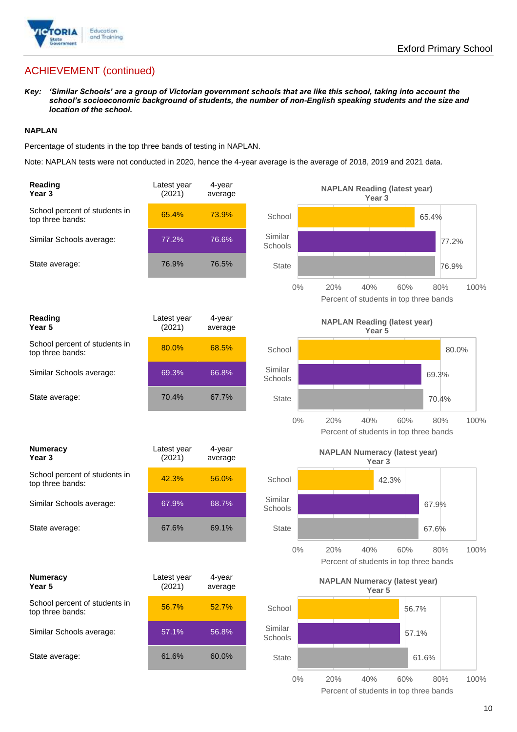## ACHIEVEMENT (continued)

***Key:*** ***'Similar Schools' are a group of Victorian government schools that are like this school, taking into account the school's socioeconomic background of students, the number of non-English speaking students and the size and location of the school.***

**NAPLAN**

Percentage of students in the top three bands of testing in NAPLAN.

Note: NAPLAN tests were not conducted in 2020, hence the 4-year average is the average of 2018, 2019 and 2021 data.

| **Reading Year 3** | Latest year (2021) | 4-year average |
|---|---|---|
| School percent of students in top three bands: | 65.4% | 73.9% |
| Similar Schools average: | 77.2% | 76.6% |
| State average: | 76.9% | 76.5% |

NAPLAN Reading (latest year) Year 3

| | Percent of students in top three bands |
|---|---|
| School | 65.4% |
| Similar Schools | 77.2% |
| State | 76.9% |

| **Reading Year 5** | Latest year (2021) | 4-year average |
|---|---|---|
| School percent of students in top three bands: | 80.0% | 68.5% |
| Similar Schools average: | 69.3% | 66.8% |
| State average: | 70.4% | 67.7% |

NAPLAN Reading (latest year) Year 5

| | Percent of students in top three bands |
|---|---|
| School | 80.0% |
| Similar Schools | 69.3% |
| State | 70.4% |

| **Numeracy Year 3** | Latest year (2021) | 4-year average |
|---|---|---|
| School percent of students in top three bands: | 42.3% | 56.0% |
| Similar Schools average: | 67.9% | 68.7% |
| State average: | 67.6% | 69.1% |

NAPLAN Numeracy (latest year) Year 3

| | Percent of students in top three bands |
|---|---|
| School | 42.3% |
| Similar Schools | 67.9% |
| State | 67.6% |

| **Numeracy Year 5** | Latest year (2021) | 4-year average |
|---|---|---|
| School percent of students in top three bands: | 56.7% | 52.7% |
| Similar Schools average: | 57.1% | 56.8% |
| State average: | 61.6% | 60.0% |

NAPLAN Numeracy (latest year) Year 5

| | Percent of students in top three bands |
|---|---|
| School | 56.7% |
| Similar Schools | 57.1% |
| State | 61.6% |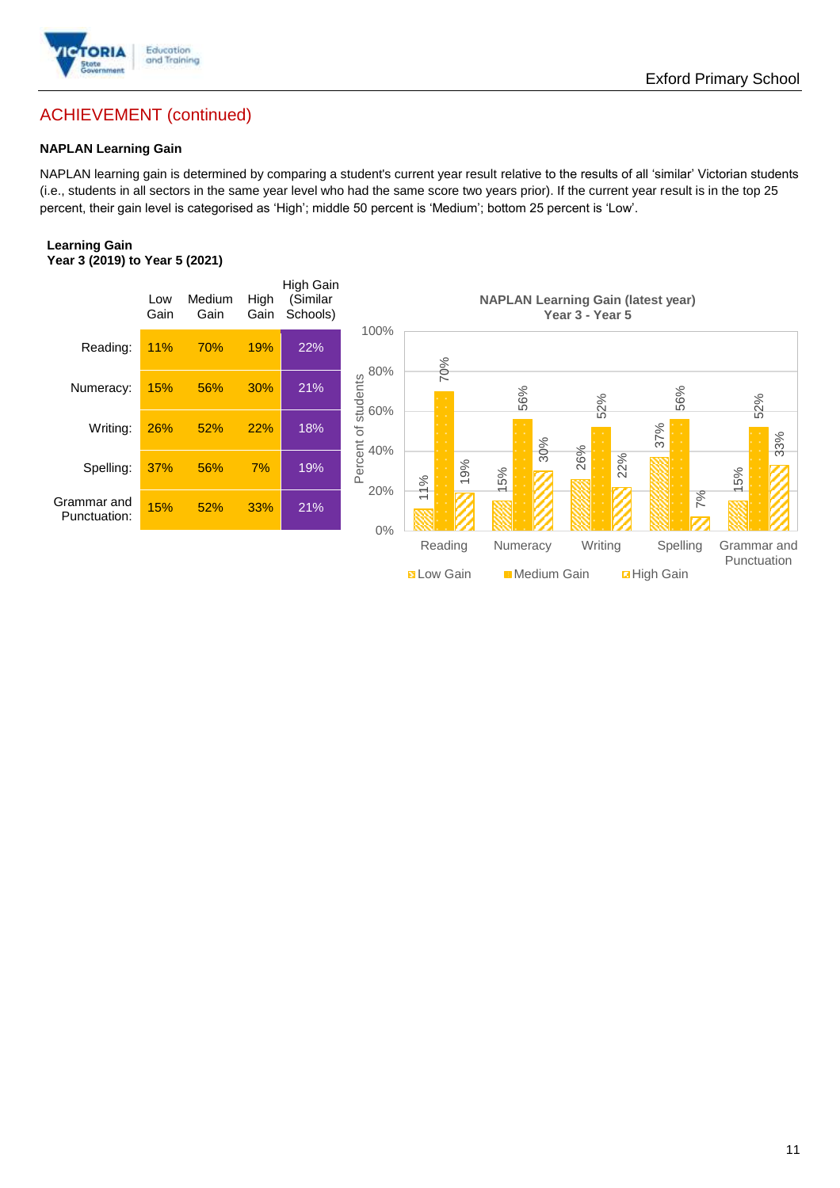## ACHIEVEMENT (continued)

### NAPLAN Learning Gain

NAPLAN learning gain is determined by comparing a student's current year result relative to the results of all 'similar' Victorian students (i.e., students in all sectors in the same year level who had the same score two years prior). If the current year result is in the top 25 percent, their gain level is categorised as 'High'; middle 50 percent is 'Medium'; bottom 25 percent is 'Low'.

**Learning Gain**
**Year 3 (2019) to Year 5 (2021)**

| | Low Gain | Medium Gain | High Gain | High Gain (Similar Schools) |
|---|---|---|---|---|
| Reading: | 11% | 70% | 19% | 22% |
| Numeracy: | 15% | 56% | 30% | 21% |
| Writing: | 26% | 52% | 22% | 18% |
| Spelling: | 37% | 56% | 7% | 19% |
| Grammar and Punctuation: | 15% | 52% | 33% | 21% |

**NAPLAN Learning Gain (latest year)**
**Year 3 - Year 5**

| | Low Gain | Medium Gain | High Gain |
|---|---|---|---|
| Reading | 11% | 70% | 19% |
| Numeracy | 15% | 56% | 30% |
| Writing | 26% | 52% | 22% |
| Spelling | 37% | 56% | 7% |
| Grammar and Punctuation | 15% | 52% | 33% |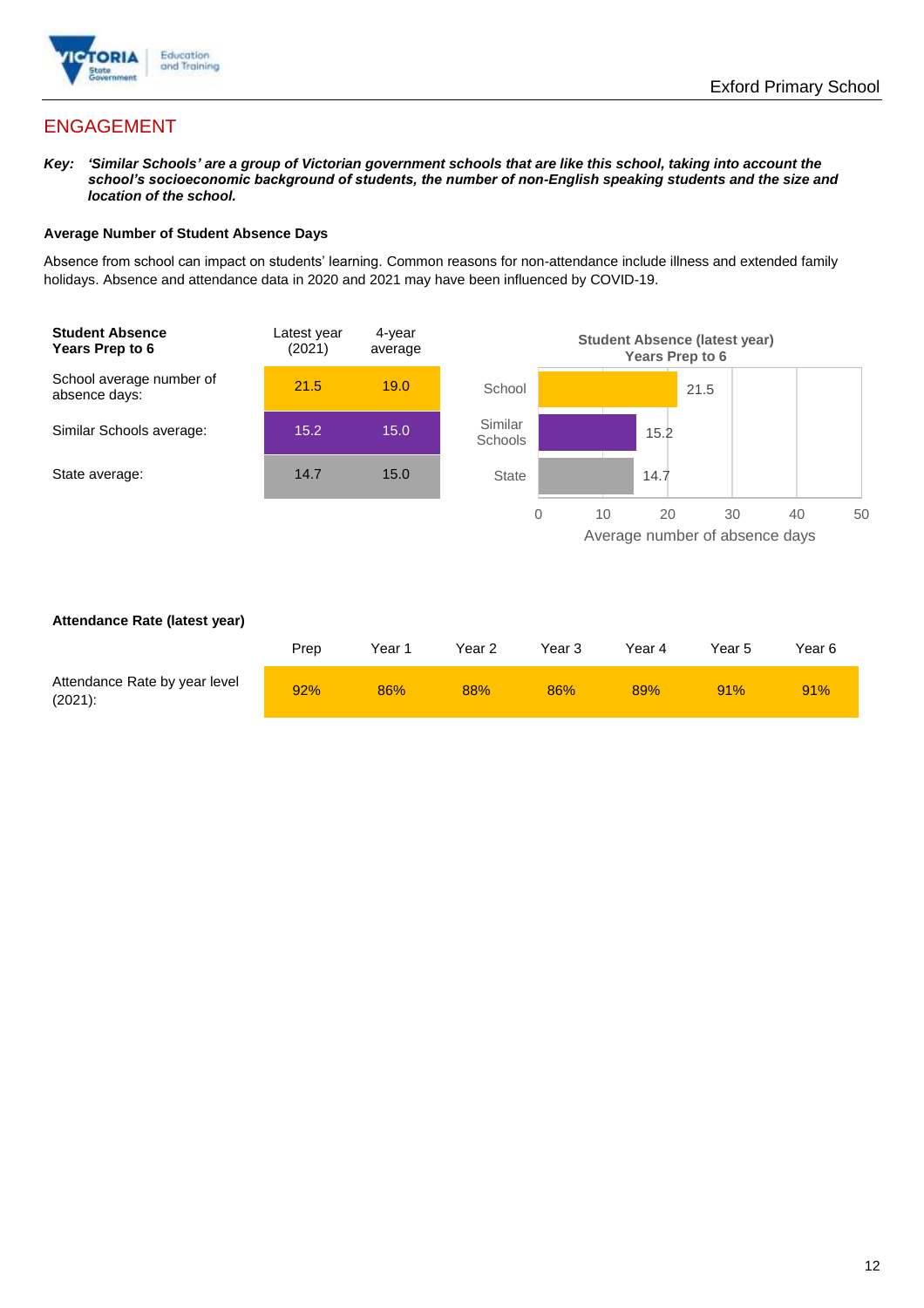## ENGAGEMENT

***Key:*** ***'Similar Schools' are a group of Victorian government schools that are like this school, taking into account the school's socioeconomic background of students, the number of non-English speaking students and the size and location of the school.***

### Average Number of Student Absence Days

Absence from school can impact on students' learning. Common reasons for non-attendance include illness and extended family holidays. Absence and attendance data in 2020 and 2021 may have been influenced by COVID-19.

| **Student Absence Years Prep to 6** | Latest year (2021) | 4-year average |
|---|---|---|
| School average number of absence days: | 21.5 | 19.0 |
| Similar Schools average: | 15.2 | 15.0 |
| State average: | 14.7 | 15.0 |

**Student Absence (latest year) Years Prep to 6**

| | Average number of absence days |
|---|---|
| School | 21.5 |
| Similar Schools | 15.2 |
| State | 14.7 |

### Attendance Rate (latest year)

| | Prep | Year 1 | Year 2 | Year 3 | Year 4 | Year 5 | Year 6 |
|---|---|---|---|---|---|---|---|
| Attendance Rate by year level (2021): | 92% | 86% | 88% | 86% | 89% | 91% | 91% |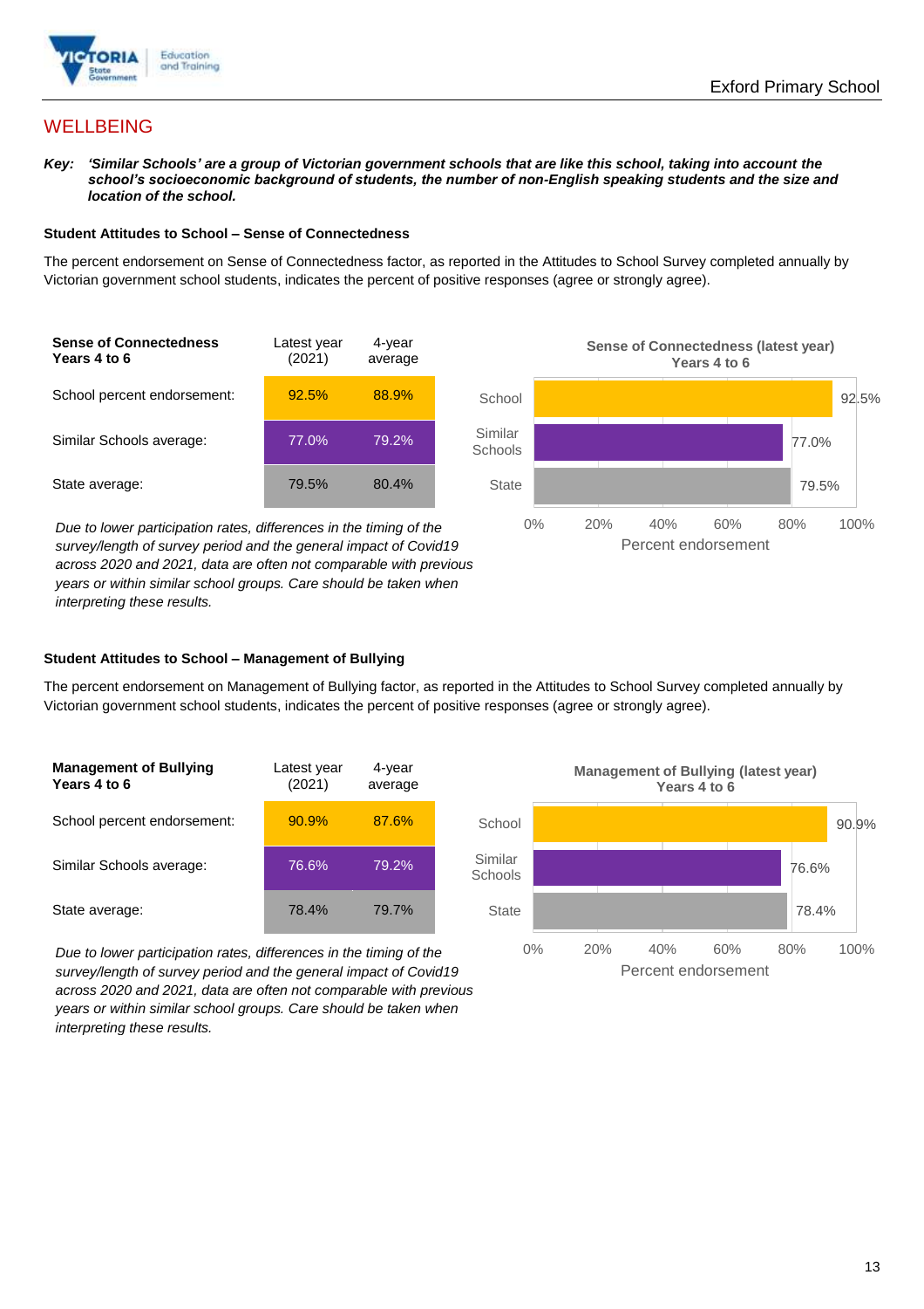# WELLBEING

***Key:*** ***'Similar Schools' are a group of Victorian government schools that are like this school, taking into account the school's socioeconomic background of students, the number of non-English speaking students and the size and location of the school.***

**Student Attitudes to School – Sense of Connectedness**

The percent endorsement on Sense of Connectedness factor, as reported in the Attitudes to School Survey completed annually by Victorian government school students, indicates the percent of positive responses (agree or strongly agree).

| **Sense of Connectedness Years 4 to 6** | Latest year (2021) | 4-year average |
|---|---|---|
| School percent endorsement: | 92.5% | 88.9% |
| Similar Schools average: | 77.0% | 79.2% |
| State average: | 79.5% | 80.4% |

*Due to lower participation rates, differences in the timing of the survey/length of survey period and the general impact of Covid19 across 2020 and 2021, data are often not comparable with previous years or within similar school groups. Care should be taken when interpreting these results.*

**Sense of Connectedness (latest year) Years 4 to 6**

| | Percent endorsement |
|---|---|
| School | 92.5% |
| Similar Schools | 77.0% |
| State | 79.5% |

**Student Attitudes to School – Management of Bullying**

The percent endorsement on Management of Bullying factor, as reported in the Attitudes to School Survey completed annually by Victorian government school students, indicates the percent of positive responses (agree or strongly agree).

| **Management of Bullying Years 4 to 6** | Latest year (2021) | 4-year average |
|---|---|---|
| School percent endorsement: | 90.9% | 87.6% |
| Similar Schools average: | 76.6% | 79.2% |
| State average: | 78.4% | 79.7% |

*Due to lower participation rates, differences in the timing of the survey/length of survey period and the general impact of Covid19 across 2020 and 2021, data are often not comparable with previous years or within similar school groups. Care should be taken when interpreting these results.*

**Management of Bullying (latest year) Years 4 to 6**

| | Percent endorsement |
|---|---|
| School | 90.9% |
| Similar Schools | 76.6% |
| State | 78.4% |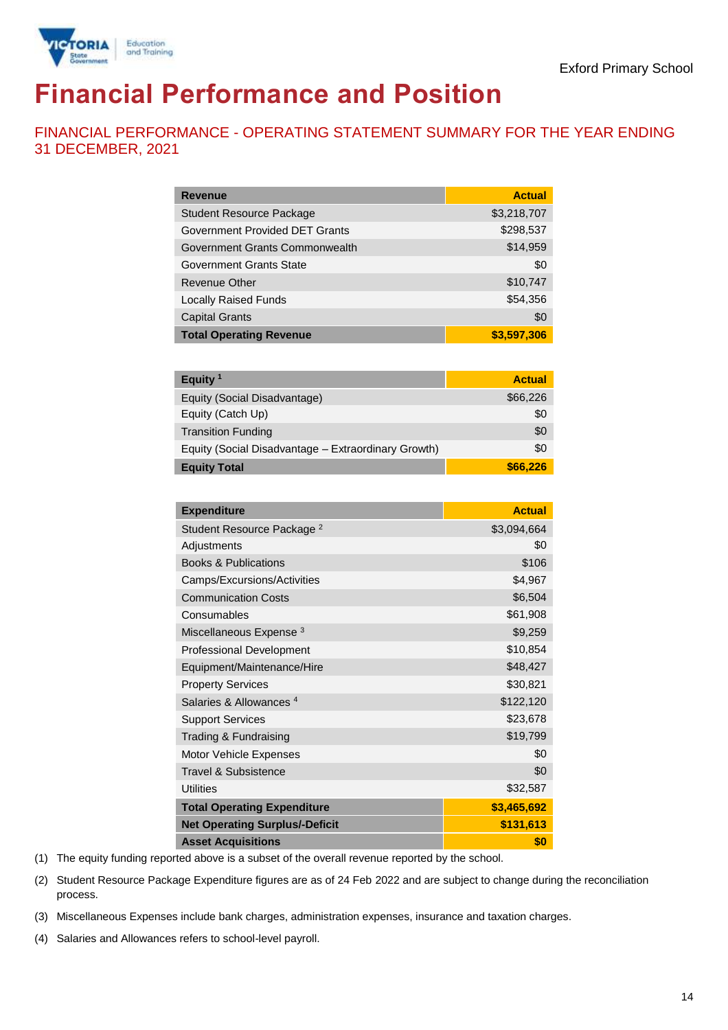Exford Primary School

# Financial Performance and Position

## FINANCIAL PERFORMANCE - OPERATING STATEMENT SUMMARY FOR THE YEAR ENDING 31 DECEMBER, 2021

| Revenue | Actual |
|---|---|
| Student Resource Package | $3,218,707 |
| Government Provided DET Grants | $298,537 |
| Government Grants Commonwealth | $14,959 |
| Government Grants State | $0 |
| Revenue Other | $10,747 |
| Locally Raised Funds | $54,356 |
| Capital Grants | $0 |
| **Total Operating Revenue** | **$3,597,306** |

| Equity [1] | Actual |
|---|---|
| Equity (Social Disadvantage) | $66,226 |
| Equity (Catch Up) | $0 |
| Transition Funding | $0 |
| Equity (Social Disadvantage – Extraordinary Growth) | $0 |
| **Equity Total** | **$66,226** |

| Expenditure | Actual |
|---|---|
| Student Resource Package [2] | $3,094,664 |
| Adjustments | $0 |
| Books & Publications | $106 |
| Camps/Excursions/Activities | $4,967 |
| Communication Costs | $6,504 |
| Consumables | $61,908 |
| Miscellaneous Expense [3] | $9,259 |
| Professional Development | $10,854 |
| Equipment/Maintenance/Hire | $48,427 |
| Property Services | $30,821 |
| Salaries & Allowances [4] | $122,120 |
| Support Services | $23,678 |
| Trading & Fundraising | $19,799 |
| Motor Vehicle Expenses | $0 |
| Travel & Subsistence | $0 |
| Utilities | $32,587 |
| **Total Operating Expenditure** | **$3,465,692** |
| **Net Operating Surplus/-Deficit** | **$131,613** |
| **Asset Acquisitions** | **$0** |

(1) The equity funding reported above is a subset of the overall revenue reported by the school.

(2) Student Resource Package Expenditure figures are as of 24 Feb 2022 and are subject to change during the reconciliation process.

(3) Miscellaneous Expenses include bank charges, administration expenses, insurance and taxation charges.

(4) Salaries and Allowances refers to school-level payroll.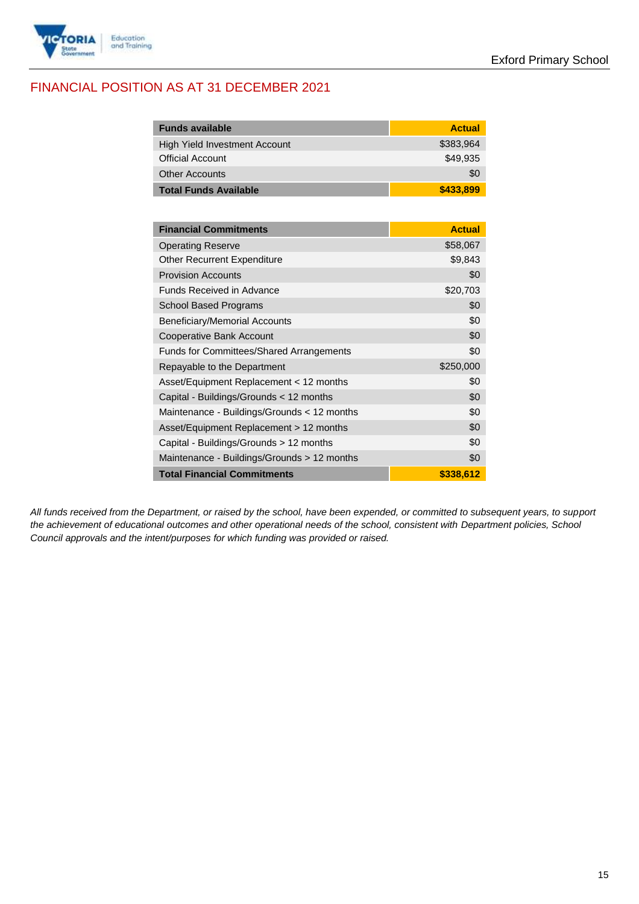# FINANCIAL POSITION AS AT 31 DECEMBER 2021

| Funds available | Actual |
|---|---|
| High Yield Investment Account | $383,964 |
| Official Account | $49,935 |
| Other Accounts | $0 |
| **Total Funds Available** | **$433,899** |

| Financial Commitments | Actual |
|---|---|
| Operating Reserve | $58,067 |
| Other Recurrent Expenditure | $9,843 |
| Provision Accounts | $0 |
| Funds Received in Advance | $20,703 |
| School Based Programs | $0 |
| Beneficiary/Memorial Accounts | $0 |
| Cooperative Bank Account | $0 |
| Funds for Committees/Shared Arrangements | $0 |
| Repayable to the Department | $250,000 |
| Asset/Equipment Replacement < 12 months | $0 |
| Capital - Buildings/Grounds < 12 months | $0 |
| Maintenance - Buildings/Grounds < 12 months | $0 |
| Asset/Equipment Replacement > 12 months | $0 |
| Capital - Buildings/Grounds > 12 months | $0 |
| Maintenance - Buildings/Grounds > 12 months | $0 |
| **Total Financial Commitments** | **$338,612** |

*All funds received from the Department, or raised by the school, have been expended, or committed to subsequent years, to support the achievement of educational outcomes and other operational needs of the school, consistent with Department policies, School Council approvals and the intent/purposes for which funding was provided or raised.*